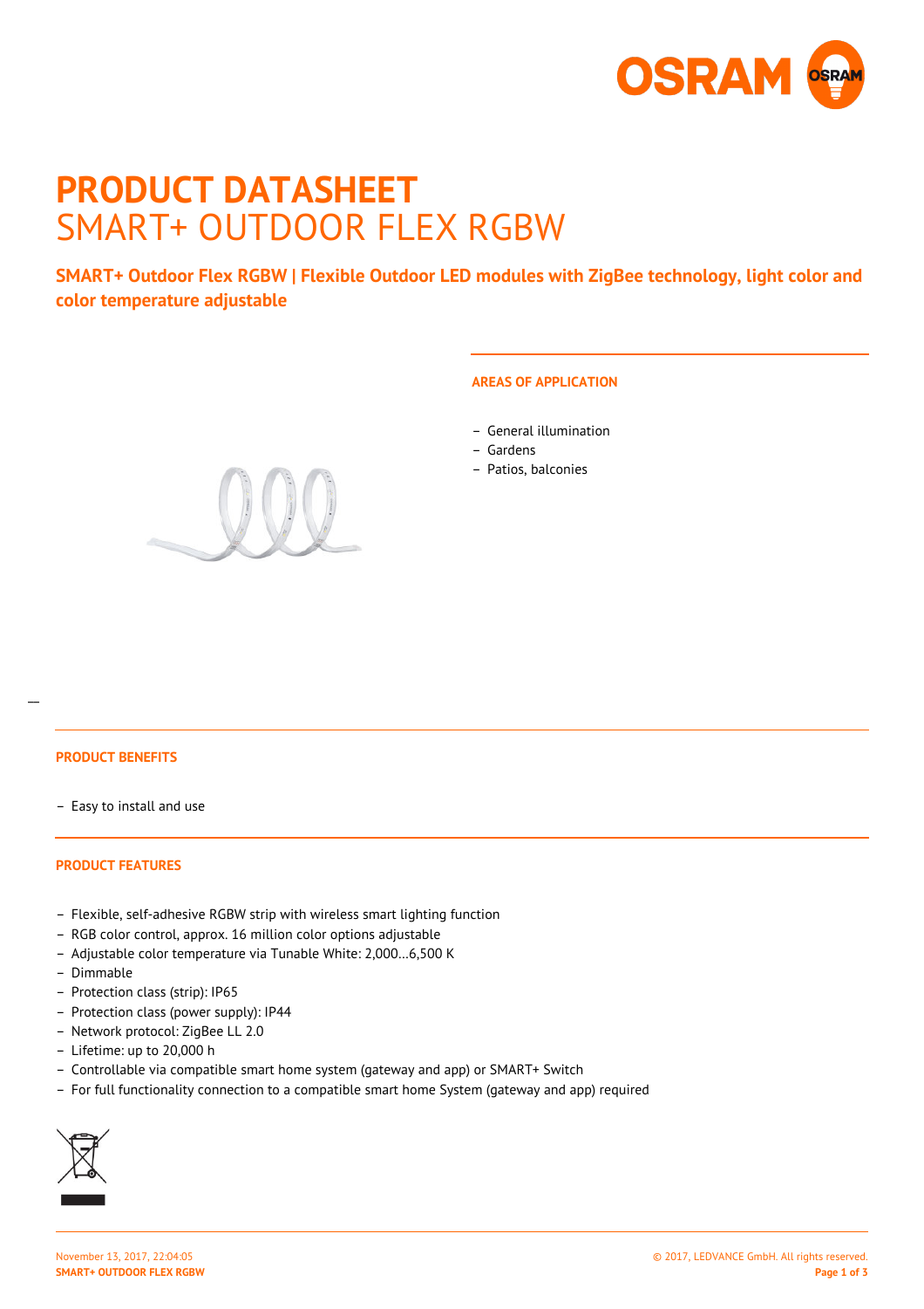# PRODUCT DATASHEET
## SMART+ OUTDOOR FLEX RGBW

**SMART+ Outdoor Flex RGBW | Flexible Outdoor LED modules with ZigBee technology, light color and color temperature adjustable**

### AREAS OF APPLICATION

- General illumination
- Gardens
- Patios, balconies

### PRODUCT BENEFITS

- Easy to install and use

### PRODUCT FEATURES

- Flexible, self-adhesive RGBW strip with wireless smart lighting function
- RGB color control, approx. 16 million color options adjustable
- Adjustable color temperature via Tunable White: 2,000…6,500 K
- Dimmable
- Protection class (strip): IP65
- Protection class (power supply): IP44
- Network protocol: ZigBee LL 2.0
- Lifetime: up to 20,000 h
- Controllable via compatible smart home system (gateway and app) or SMART+ Switch
- For full functionality connection to a compatible smart home System (gateway and app) required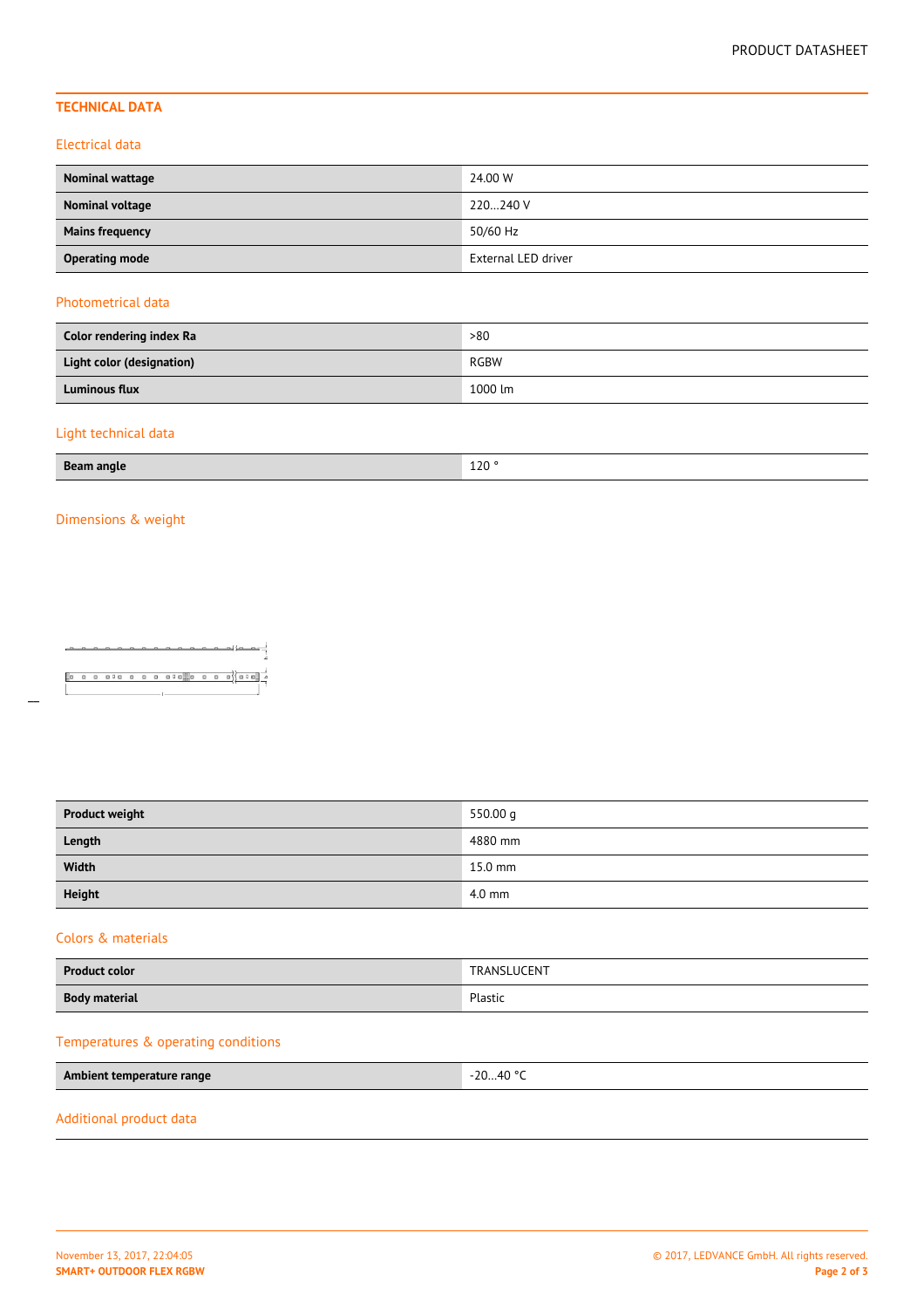## TECHNICAL DATA

### Electrical data

| | |
|---|---|
| **Nominal wattage** | 24.00 W |
| **Nominal voltage** | 220…240 V |
| **Mains frequency** | 50/60 Hz |
| **Operating mode** | External LED driver |

### Photometrical data

| | |
|---|---|
| **Color rendering index Ra** | >80 |
| **Light color (designation)** | RGBW |
| **Luminous flux** | 1000 lm |

### Light technical data

| | |
|---|---|
| **Beam angle** | 120 ° |

### Dimensions & weight

| | |
|---|---|
| **Product weight** | 550.00 g |
| **Length** | 4880 mm |
| **Width** | 15.0 mm |
| **Height** | 4.0 mm |

### Colors & materials

| | |
|---|---|
| **Product color** | TRANSLUCENT |
| **Body material** | Plastic |

### Temperatures & operating conditions

| | |
|---|---|
| **Ambient temperature range** | -20…40 °C |

### Additional product data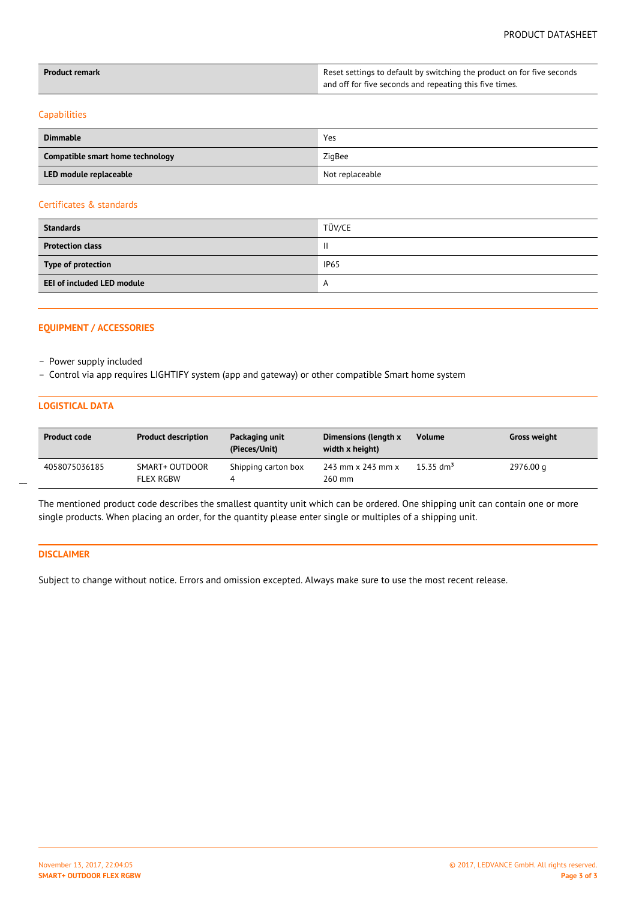| | |
|---|---|
| **Product remark** | Reset settings to default by switching the product on for five seconds and off for five seconds and repeating this five times. |

### Capabilities

| | |
|---|---|
| **Dimmable** | Yes |
| **Compatible smart home technology** | ZigBee |
| **LED module replaceable** | Not replaceable |

### Certificates & standards

| | |
|---|---|
| **Standards** | TÜV/CE |
| **Protection class** | II |
| **Type of protection** | IP65 |
| **EEI of included LED module** | A |

## EQUIPMENT / ACCESSORIES

- Power supply included
- Control via app requires LIGHTIFY system (app and gateway) or other compatible Smart home system

## LOGISTICAL DATA

| Product code | Product description | Packaging unit (Pieces/Unit) | Dimensions (length x width x height) | Volume | Gross weight |
|---|---|---|---|---|---|
| 4058075036185 | SMART+ OUTDOOR FLEX RGBW | Shipping carton box 4 | 243 mm x 243 mm x 260 mm | 15.35 $dm^3$ | 2976.00 g |

The mentioned product code describes the smallest quantity unit which can be ordered. One shipping unit can contain one or more single products. When placing an order, for the quantity please enter single or multiples of a shipping unit.

## DISCLAIMER

Subject to change without notice. Errors and omission excepted. Always make sure to use the most recent release.